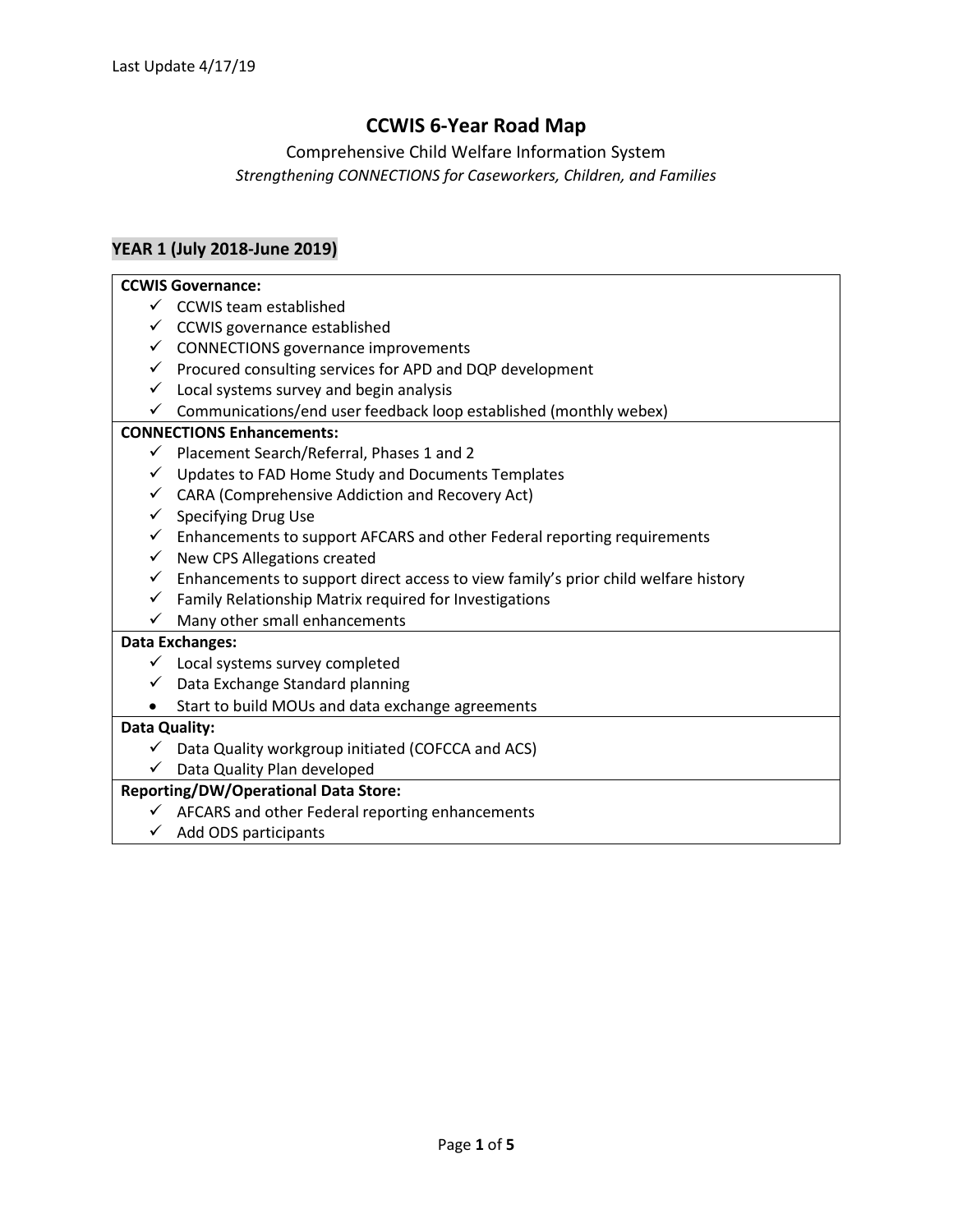Last Update 4/17/19

# CCWIS 6-Year Road Map

Comprehensive Child Welfare Information System

*Strengthening CONNECTIONS for Caseworkers, Children, and Families*

## YEAR 1 (July 2018-June 2019)

**CCWIS Governance:**

- ✓ CCWIS team established
- ✓ CCWIS governance established
- ✓ CONNECTIONS governance improvements
- ✓ Procured consulting services for APD and DQP development
- ✓ Local systems survey and begin analysis
- ✓ Communications/end user feedback loop established (monthly webex)

**CONNECTIONS Enhancements:**

- ✓ Placement Search/Referral, Phases 1 and 2
- ✓ Updates to FAD Home Study and Documents Templates
- ✓ CARA (Comprehensive Addiction and Recovery Act)
- ✓ Specifying Drug Use
- ✓ Enhancements to support AFCARS and other Federal reporting requirements
- ✓ New CPS Allegations created
- ✓ Enhancements to support direct access to view family's prior child welfare history
- ✓ Family Relationship Matrix required for Investigations
- ✓ Many other small enhancements

**Data Exchanges:**

- ✓ Local systems survey completed
- ✓ Data Exchange Standard planning
- Start to build MOUs and data exchange agreements

**Data Quality:**

- ✓ Data Quality workgroup initiated (COFCCA and ACS)
- ✓ Data Quality Plan developed

**Reporting/DW/Operational Data Store:**

- ✓ AFCARS and other Federal reporting enhancements
- ✓ Add ODS participants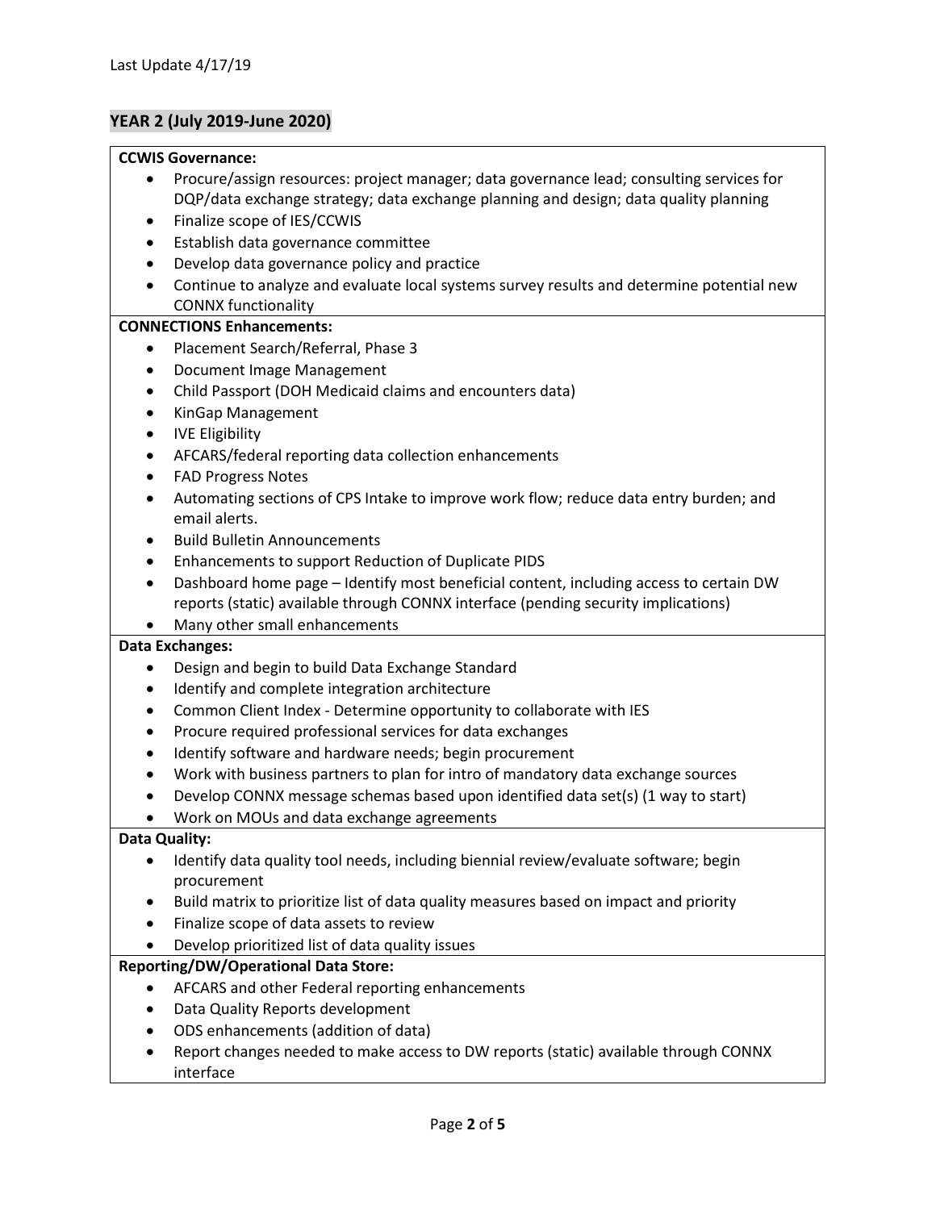Last Update 4/17/19

## YEAR 2 (July 2019-June 2020)

**CCWIS Governance:**

- Procure/assign resources: project manager; data governance lead; consulting services for DQP/data exchange strategy; data exchange planning and design; data quality planning
- Finalize scope of IES/CCWIS
- Establish data governance committee
- Develop data governance policy and practice
- Continue to analyze and evaluate local systems survey results and determine potential new CONNX functionality

**CONNECTIONS Enhancements:**

- Placement Search/Referral, Phase 3
- Document Image Management
- Child Passport (DOH Medicaid claims and encounters data)
- KinGap Management
- IVE Eligibility
- AFCARS/federal reporting data collection enhancements
- FAD Progress Notes
- Automating sections of CPS Intake to improve work flow; reduce data entry burden; and email alerts.
- Build Bulletin Announcements
- Enhancements to support Reduction of Duplicate PIDS
- Dashboard home page – Identify most beneficial content, including access to certain DW reports (static) available through CONNX interface (pending security implications)
- Many other small enhancements

**Data Exchanges:**

- Design and begin to build Data Exchange Standard
- Identify and complete integration architecture
- Common Client Index - Determine opportunity to collaborate with IES
- Procure required professional services for data exchanges
- Identify software and hardware needs; begin procurement
- Work with business partners to plan for intro of mandatory data exchange sources
- Develop CONNX message schemas based upon identified data set(s) (1 way to start)
- Work on MOUs and data exchange agreements

**Data Quality:**

- Identify data quality tool needs, including biennial review/evaluate software; begin procurement
- Build matrix to prioritize list of data quality measures based on impact and priority
- Finalize scope of data assets to review
- Develop prioritized list of data quality issues

**Reporting/DW/Operational Data Store:**

- AFCARS and other Federal reporting enhancements
- Data Quality Reports development
- ODS enhancements (addition of data)
- Report changes needed to make access to DW reports (static) available through CONNX interface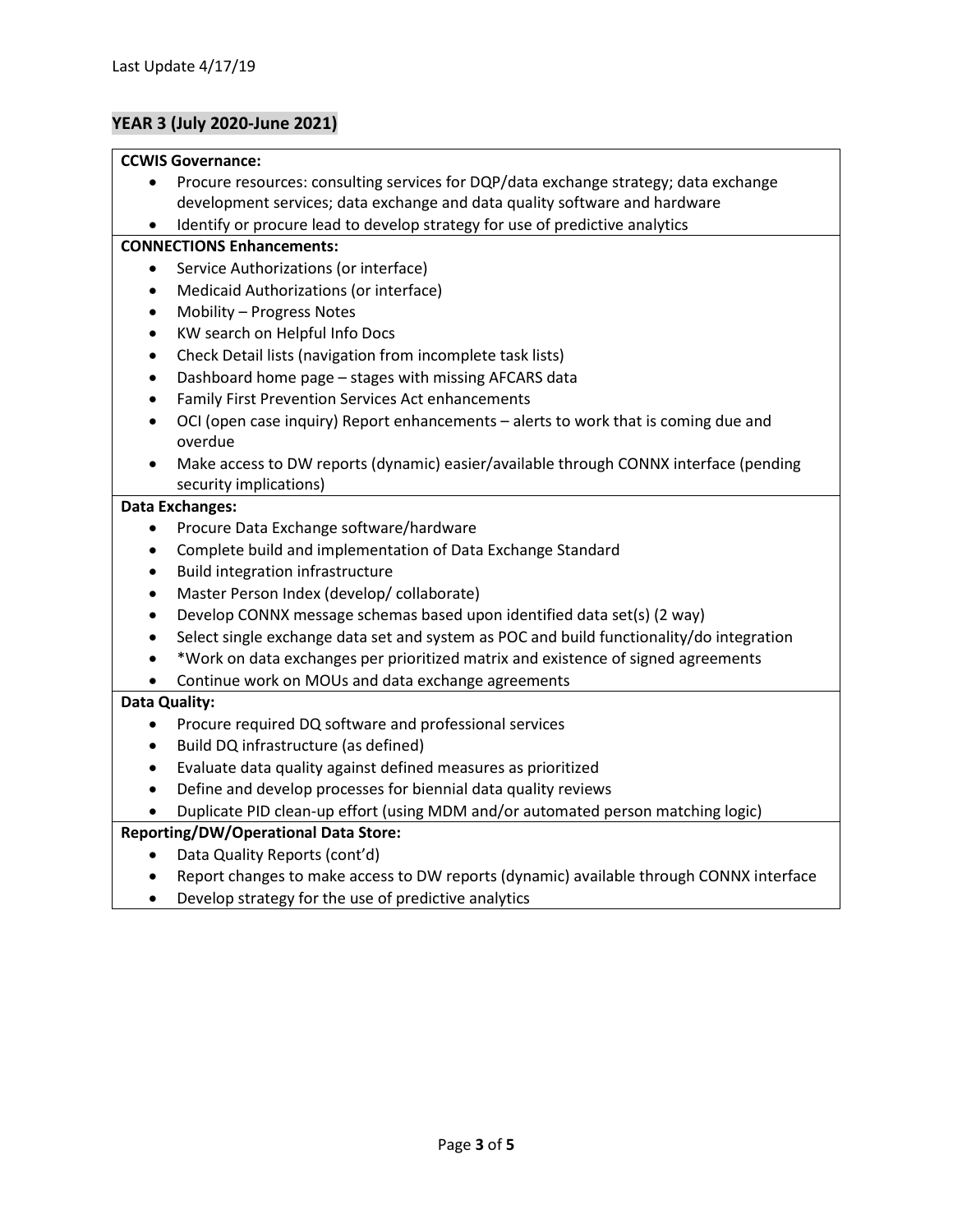Last Update 4/17/19

## YEAR 3 (July 2020-June 2021)

**CCWIS Governance:**

- Procure resources: consulting services for DQP/data exchange strategy; data exchange development services; data exchange and data quality software and hardware
- Identify or procure lead to develop strategy for use of predictive analytics

**CONNECTIONS Enhancements:**

- Service Authorizations (or interface)
- Medicaid Authorizations (or interface)
- Mobility – Progress Notes
- KW search on Helpful Info Docs
- Check Detail lists (navigation from incomplete task lists)
- Dashboard home page – stages with missing AFCARS data
- Family First Prevention Services Act enhancements
- OCI (open case inquiry) Report enhancements – alerts to work that is coming due and overdue
- Make access to DW reports (dynamic) easier/available through CONNX interface (pending security implications)

**Data Exchanges:**

- Procure Data Exchange software/hardware
- Complete build and implementation of Data Exchange Standard
- Build integration infrastructure
- Master Person Index (develop/ collaborate)
- Develop CONNX message schemas based upon identified data set(s) (2 way)
- Select single exchange data set and system as POC and build functionality/do integration
- *Work on data exchanges per prioritized matrix and existence of signed agreements
- Continue work on MOUs and data exchange agreements

**Data Quality:**

- Procure required DQ software and professional services
- Build DQ infrastructure (as defined)
- Evaluate data quality against defined measures as prioritized
- Define and develop processes for biennial data quality reviews
- Duplicate PID clean-up effort (using MDM and/or automated person matching logic)

**Reporting/DW/Operational Data Store:**

- Data Quality Reports (cont'd)
- Report changes to make access to DW reports (dynamic) available through CONNX interface
- Develop strategy for the use of predictive analytics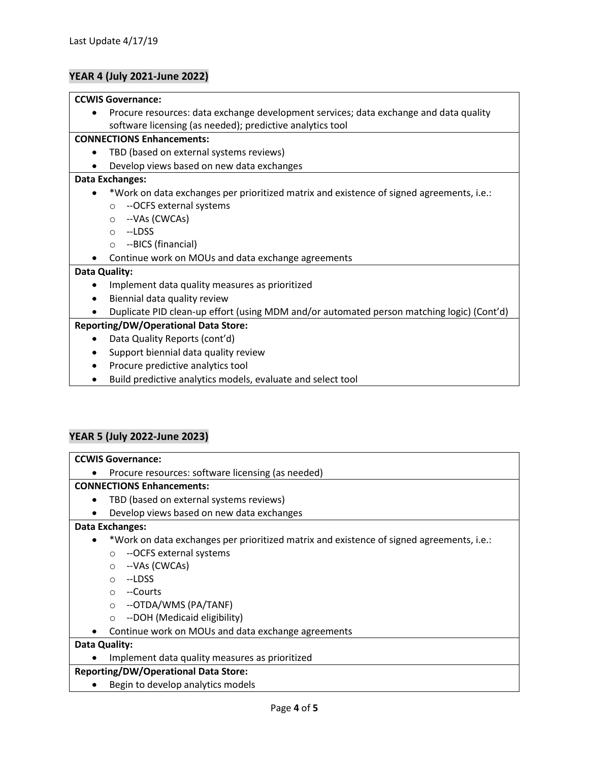Last Update 4/17/19

## YEAR 4 (July 2021-June 2022)

**CCWIS Governance:**

- Procure resources: data exchange development services; data exchange and data quality software licensing (as needed); predictive analytics tool

**CONNECTIONS Enhancements:**

- TBD (based on external systems reviews)
- Develop views based on new data exchanges

**Data Exchanges:**

- *Work on data exchanges per prioritized matrix and existence of signed agreements, i.e.:
  - --OCFS external systems
  - --VAs (CWCAs)
  - --LDSS
  - --BICS (financial)
- Continue work on MOUs and data exchange agreements

**Data Quality:**

- Implement data quality measures as prioritized
- Biennial data quality review
- Duplicate PID clean-up effort (using MDM and/or automated person matching logic) (Cont'd)

**Reporting/DW/Operational Data Store:**

- Data Quality Reports (cont'd)
- Support biennial data quality review
- Procure predictive analytics tool
- Build predictive analytics models, evaluate and select tool

## YEAR 5 (July 2022-June 2023)

**CCWIS Governance:**

- Procure resources: software licensing (as needed)

**CONNECTIONS Enhancements:**

- TBD (based on external systems reviews)
- Develop views based on new data exchanges

**Data Exchanges:**

- *Work on data exchanges per prioritized matrix and existence of signed agreements, i.e.:
  - --OCFS external systems
  - --VAs (CWCAs)
  - --LDSS
  - --Courts
  - --OTDA/WMS (PA/TANF)
  - --DOH (Medicaid eligibility)
- Continue work on MOUs and data exchange agreements

**Data Quality:**

- Implement data quality measures as prioritized

**Reporting/DW/Operational Data Store:**

- Begin to develop analytics models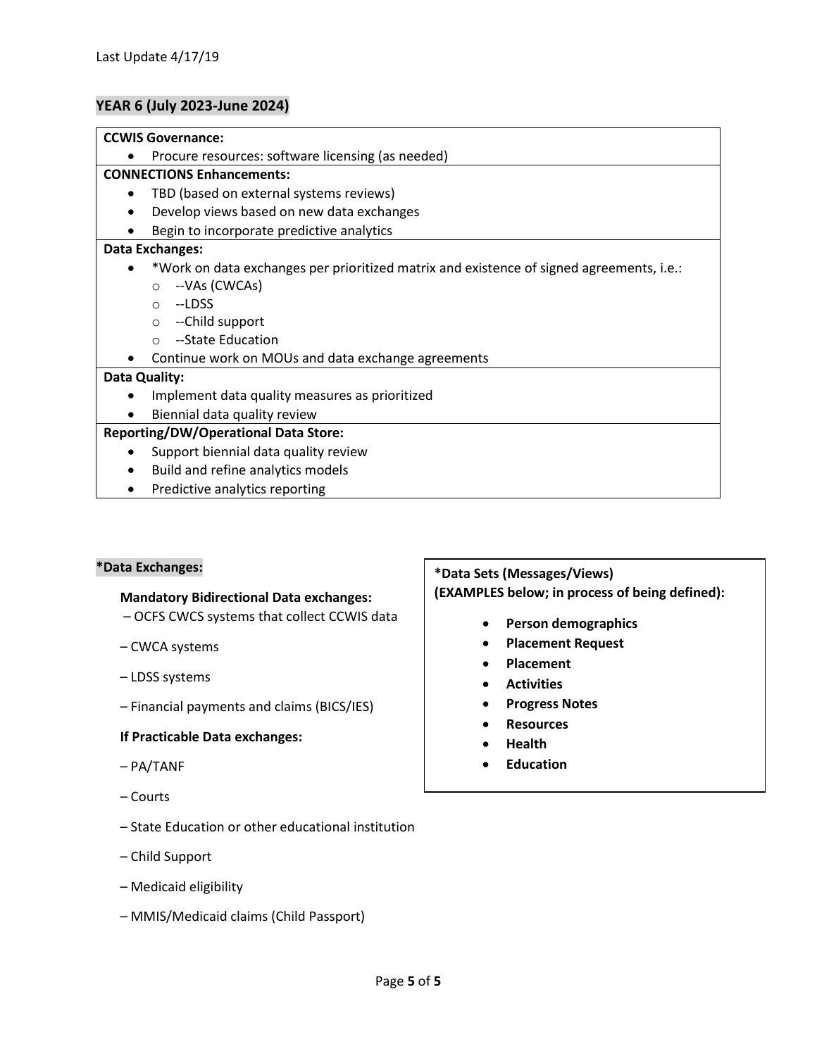Last Update 4/17/19

## YEAR 6 (July 2023-June 2024)

**CCWIS Governance:**

- Procure resources: software licensing (as needed)

**CONNECTIONS Enhancements:**

- TBD (based on external systems reviews)
- Develop views based on new data exchanges
- Begin to incorporate predictive analytics

**Data Exchanges:**

- *Work on data exchanges per prioritized matrix and existence of signed agreements, i.e.:
  - --VAs (CWCAs)
  - --LDSS
  - --Child support
  - --State Education
- Continue work on MOUs and data exchange agreements

**Data Quality:**

- Implement data quality measures as prioritized
- Biennial data quality review

**Reporting/DW/Operational Data Store:**

- Support biennial data quality review
- Build and refine analytics models
- Predictive analytics reporting

**\*Data Exchanges:**

**Mandatory Bidirectional Data exchanges:**

– OCFS CWCS systems that collect CCWIS data

– CWCA systems

– LDSS systems

– Financial payments and claims (BICS/IES)

**If Practicable Data exchanges:**

– PA/TANF

– Courts

– State Education or other educational institution

– Child Support

– Medicaid eligibility

– MMIS/Medicaid claims (Child Passport)

**\*Data Sets (Messages/Views) (EXAMPLES below; in process of being defined):**

- **Person demographics**
- **Placement Request**
- **Placement**
- **Activities**
- **Progress Notes**
- **Resources**
- **Health**
- **Education**